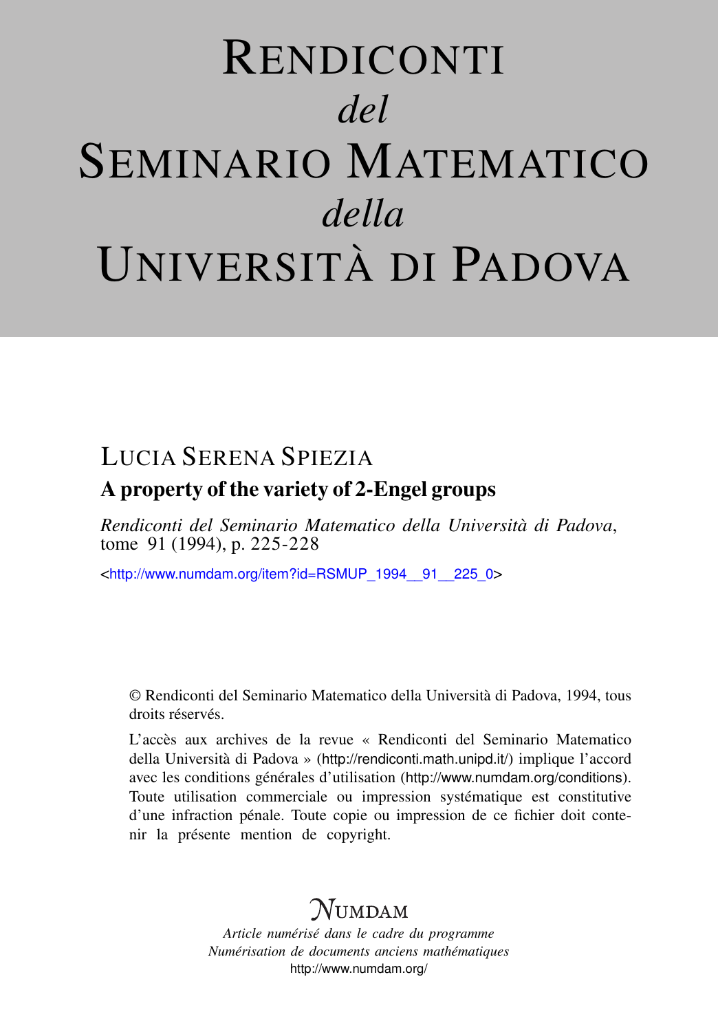# RENDICONTI
*del*
# SEMINARIO MATEMATICO
*della*
# UNIVERSITÀ DI PADOVA

## LUCIA SERENA SPIEZIA

### A property of the variety of 2-Engel groups

*Rendiconti del Seminario Matematico della Università di Padova*, tome 91 (1994), p. 225-228

<http://www.numdam.org/item?id=RSMUP_1994__91__225_0>

© Rendiconti del Seminario Matematico della Università di Padova, 1994, tous droits réservés.

L'accès aux archives de la revue « Rendiconti del Seminario Matematico della Università di Padova » (http://rendiconti.math.unipd.it/) implique l'accord avec les conditions générales d'utilisation (http://www.numdam.org/conditions). Toute utilisation commerciale ou impression systématique est constitutive d'une infraction pénale. Toute copie ou impression de ce fichier doit contenir la présente mention de copyright.

NUMDAM

*Article numérisé dans le cadre du programme*
*Numérisation de documents anciens mathématiques*
http://www.numdam.org/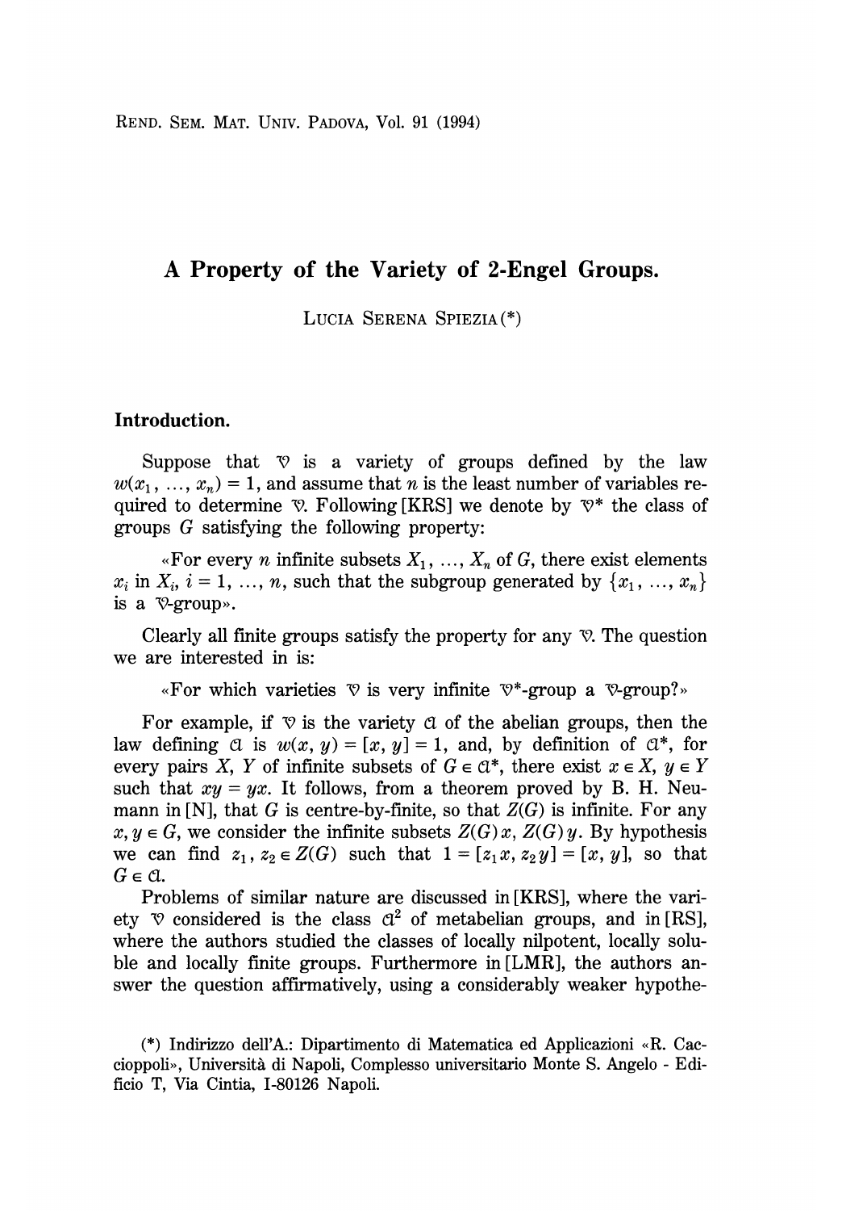# A Property of the Variety of 2-Engel Groups.

Lucia Serena Spiezia (*)

## Introduction.

Suppose that $\mathfrak{V}$ is a variety of groups defined by the law $w(x_1, \ldots, x_n) = 1$, and assume that $n$ is the least number of variables required to determine $\mathfrak{V}$. Following [KRS] we denote by $\mathfrak{V}^*$ the class of groups $G$ satisfying the following property:

«For every $n$ infinite subsets $X_1, \ldots, X_n$ of $G$, there exist elements $x_i$ in $X_i$, $i = 1, \ldots, n$, such that the subgroup generated by $\{x_1, \ldots, x_n\}$ is a $\mathfrak{V}$-group».

Clearly all finite groups satisfy the property for any $\mathfrak{V}$. The question we are interested in is:

«For which varieties $\mathfrak{V}$ is very infinite $\mathfrak{V}^*$-group a $\mathfrak{V}$-group?»

For example, if $\mathfrak{V}$ is the variety $\mathfrak{A}$ of the abelian groups, then the law defining $\mathfrak{A}$ is $w(x, y) = [x, y] = 1$, and, by definition of $\mathfrak{A}^*$, for every pairs $X$, $Y$ of infinite subsets of $G \in \mathfrak{A}^*$, there exist $x \in X$, $y \in Y$ such that $xy = yx$. It follows, from a theorem proved by B. H. Neumann in [N], that $G$ is centre-by-finite, so that $Z(G)$ is infinite. For any $x, y \in G$, we consider the infinite subsets $Z(G)x$, $Z(G)y$. By hypothesis we can find $z_1, z_2 \in Z(G)$ such that $1 = [z_1 x, z_2 y] = [x, y]$, so that $G \in \mathfrak{A}$.

Problems of similar nature are discussed in [KRS], where the variety $\mathfrak{V}$ considered is the class $\mathfrak{A}^2$ of metabelian groups, and in [RS], where the authors studied the classes of locally nilpotent, locally soluble and locally finite groups. Furthermore in [LMR], the authors answer the question affirmatively, using a considerably weaker hypothe-

(*) Indirizzo dell'A.: Dipartimento di Matematica ed Applicazioni «R. Caccioppoli», Università di Napoli, Complesso universitario Monte S. Angelo - Edificio T, Via Cintia, I-80126 Napoli.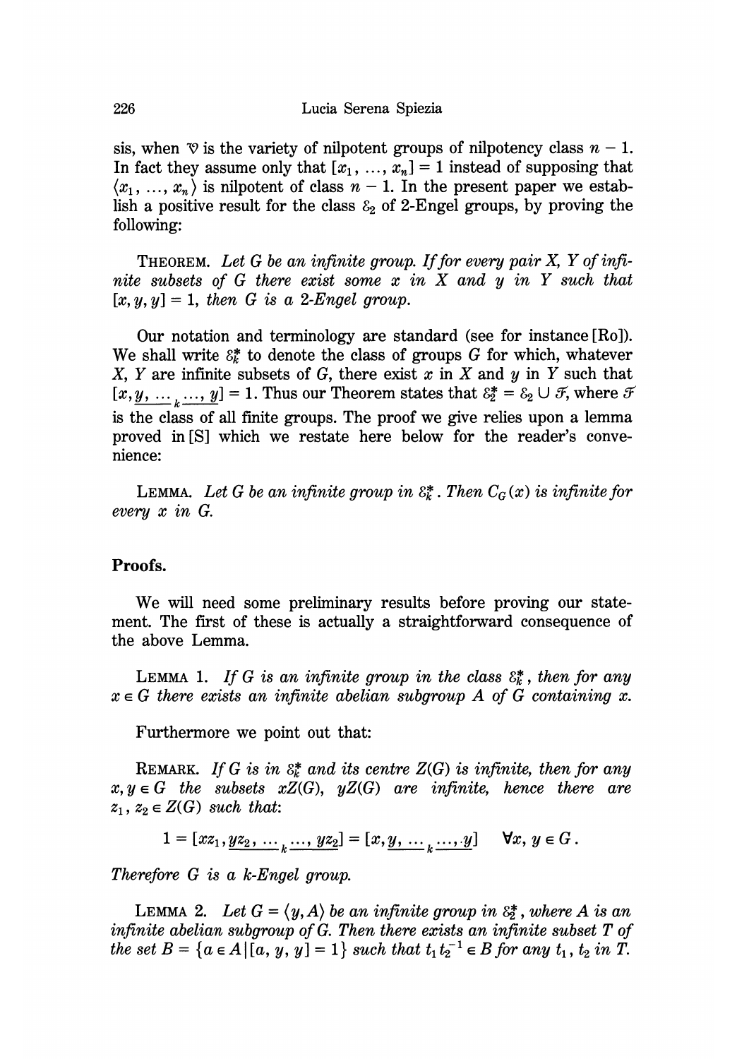sis, when $\mathfrak{V}$ is the variety of nilpotent groups of nilpotency class $n-1$. In fact they assume only that $[x_1, \ldots, x_n] = 1$ instead of supposing that $\langle x_1, \ldots, x_n \rangle$ is nilpotent of class $n-1$. In the present paper we establish a positive result for the class $\mathcal{E}_2$ of 2-Engel groups, by proving the following:

THEOREM. *Let $G$ be an infinite group. If for every pair $X$, $Y$ of infinite subsets of $G$ there exist some $x$ in $X$ and $y$ in $Y$ such that $[x, y, y] = 1$, then $G$ is a 2-Engel group.*

Our notation and terminology are standard (see for instance [Ro]). We shall write $\mathcal{E}_k^*$ to denote the class of groups $G$ for which, whatever $X$, $Y$ are infinite subsets of $G$, there exist $x$ in $X$ and $y$ in $Y$ such that $[x, \underbrace{y, \ldots}_{k}, \ldots, y] = 1$. Thus our Theorem states that $\mathcal{E}_2^* = \mathcal{E}_2 \cup \mathcal{F}$, where $\mathcal{F}$ is the class of all finite groups. The proof we give relies upon a lemma proved in [S] which we restate here below for the reader's convenience:

LEMMA. *Let $G$ be an infinite group in $\mathcal{E}_k^*$. Then $C_G(x)$ is infinite for every $x$ in $G$.*

## Proofs.

We will need some preliminary results before proving our statement. The first of these is actually a straightforward consequence of the above Lemma.

LEMMA 1. *If $G$ is an infinite group in the class $\mathcal{E}_k^*$, then for any $x \in G$ there exists an infinite abelian subgroup $A$ of $G$ containing $x$.*

Furthermore we point out that:

REMARK. *If $G$ is in $\mathcal{E}_k^*$ and its centre $Z(G)$ is infinite, then for any $x, y \in G$ the subsets $xZ(G)$, $yZ(G)$ are infinite, hence there are $z_1, z_2 \in Z(G)$ such that:*

$$1 = [xz_1, \underbrace{yz_2, \ldots}_{k}, \ldots, yz_2] = [x, \underbrace{y, \ldots}_{k}, \ldots, y] \quad \forall x, y \in G.$$

*Therefore $G$ is a $k$-Engel group.*

LEMMA 2. *Let $G = \langle y, A \rangle$ be an infinite group in $\mathcal{E}_2^*$, where $A$ is an infinite abelian subgroup of $G$. Then there exists an infinite subset $T$ of the set $B = \{a \in A \mid [a, y, y] = 1\}$ such that $t_1 t_2^{-1} \in B$ for any $t_1$, $t_2$ in $T$.*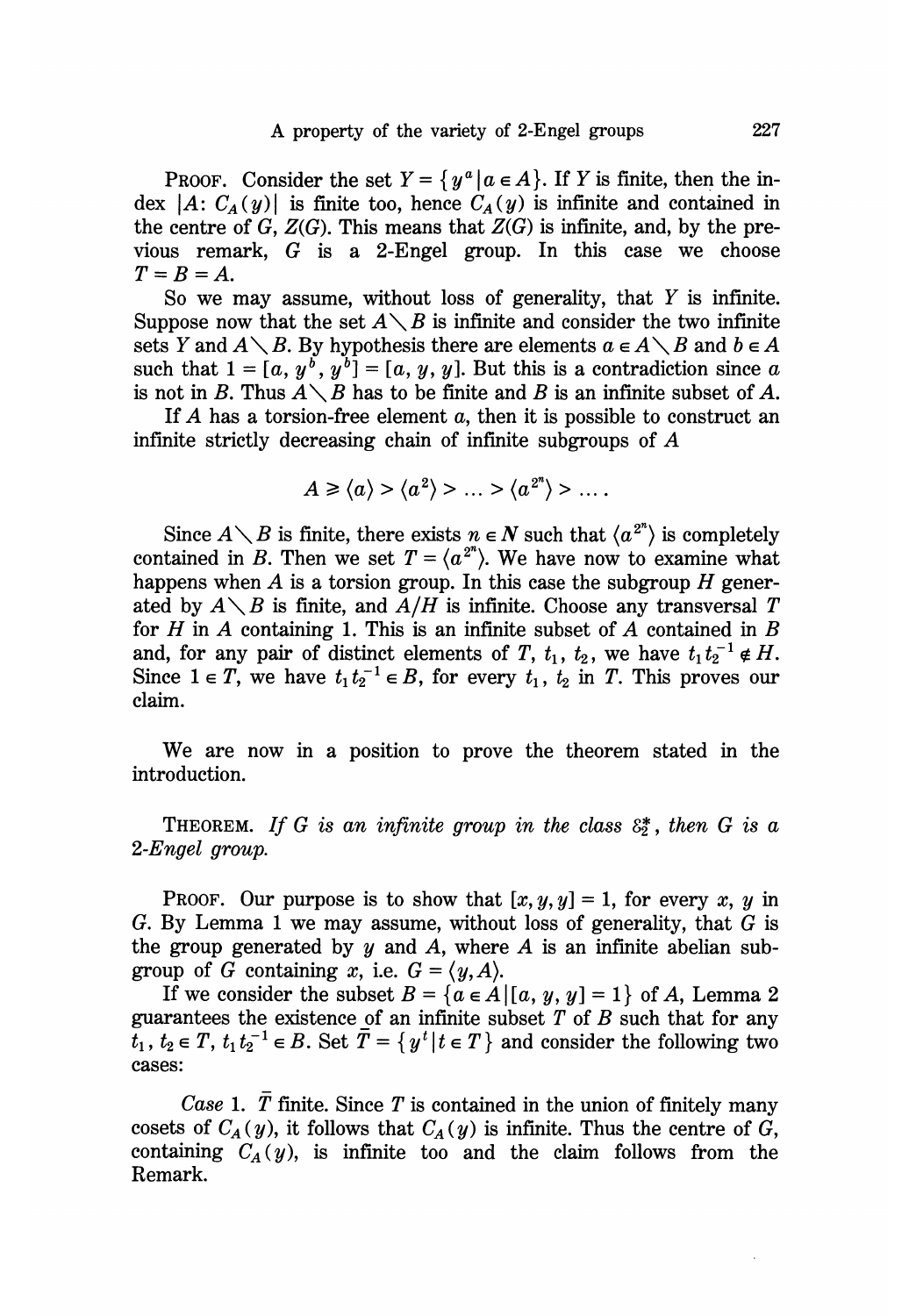PROOF. Consider the set $Y = \{y^a \mid a \in A\}$. If $Y$ is finite, then the index $|A: C_A(y)|$ is finite too, hence $C_A(y)$ is infinite and contained in the centre of $G$, $Z(G)$. This means that $Z(G)$ is infinite, and, by the previous remark, $G$ is a 2-Engel group. In this case we choose $T = B = A$.

So we may assume, without loss of generality, that $Y$ is infinite. Suppose now that the set $A \setminus B$ is infinite and consider the two infinite sets $Y$ and $A \setminus B$. By hypothesis there are elements $a \in A \setminus B$ and $b \in A$ such that $1 = [a, y^b, y^b] = [a, y, y]$. But this is a contradiction since $a$ is not in $B$. Thus $A \setminus B$ has to be finite and $B$ is an infinite subset of $A$.

If $A$ has a torsion-free element $a$, then it is possible to construct an infinite strictly decreasing chain of infinite subgroups of $A$

$$A \geq \langle a \rangle > \langle a^2 \rangle > \ldots > \langle a^{2^n} \rangle > \ldots .$$

Since $A \setminus B$ is finite, there exists $n \in N$ such that $\langle a^{2^n} \rangle$ is completely contained in $B$. Then we set $T = \langle a^{2^n} \rangle$. We have now to examine what happens when $A$ is a torsion group. In this case the subgroup $H$ generated by $A \setminus B$ is finite, and $A/H$ is infinite. Choose any transversal $T$ for $H$ in $A$ containing 1. This is an infinite subset of $A$ contained in $B$ and, for any pair of distinct elements of $T$, $t_1$, $t_2$, we have $t_1 t_2^{-1} \notin H$. Since $1 \in T$, we have $t_1 t_2^{-1} \in B$, for every $t_1$, $t_2$ in $T$. This proves our claim.

We are now in a position to prove the theorem stated in the introduction.

THEOREM. *If $G$ is an infinite group in the class $\mathcal{E}_2^*$, then $G$ is a 2-Engel group.*

PROOF. Our purpose is to show that $[x, y, y] = 1$, for every $x$, $y$ in $G$. By Lemma 1 we may assume, without loss of generality, that $G$ is the group generated by $y$ and $A$, where $A$ is an infinite abelian subgroup of $G$ containing $x$, i.e. $G = \langle y, A \rangle$.

If we consider the subset $B = \{a \in A \mid [a, y, y] = 1\}$ of $A$, Lemma 2 guarantees the existence of an infinite subset $T$ of $B$ such that for any $t_1, t_2 \in T$, $t_1 t_2^{-1} \in B$. Set $\bar{T} = \{y^t \mid t \in T\}$ and consider the following two cases:

*Case* 1. $\bar{T}$ finite. Since $T$ is contained in the union of finitely many cosets of $C_A(y)$, it follows that $C_A(y)$ is infinite. Thus the centre of $G$, containing $C_A(y)$, is infinite too and the claim follows from the Remark.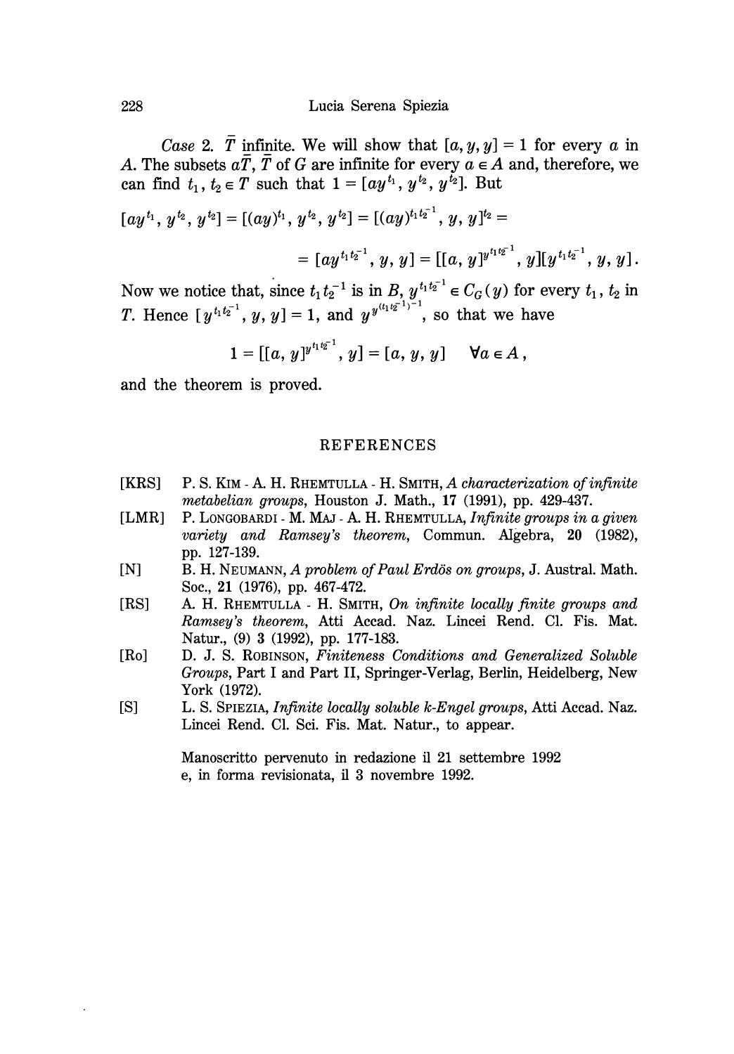*Case 2.* $\bar{T}$ infinite. We will show that $[a, y, y] = 1$ for every $a$ in $A$. The subsets $a\bar{T}$, $\bar{T}$ of $G$ are infinite for every $a \in A$ and, therefore, we can find $t_1, t_2 \in T$ such that $1 = [ay^{t_1}, y^{t_2}, y^{t_2}]$. But

$$[ay^{t_1}, y^{t_2}, y^{t_2}] = [(ay)^{t_1}, y^{t_2}, y^{t_2}] = [(ay)^{t_1 t_2^{-1}}, y, y]^{t_2} =$$

$$= [ay^{t_1 t_2^{-1}}, y, y] = [[a, y]^{y^{t_1 t_2^{-1}}}, y][y^{t_1 t_2^{-1}}, y, y].$$

Now we notice that, since $t_1 t_2^{-1}$ is in $B$, $y^{t_1 t_2^{-1}} \in C_G(y)$ for every $t_1$, $t_2$ in $T$. Hence $[y^{t_1 t_2^{-1}}, y, y] = 1$, and $y^{y^{(t_1 t_2^{-1})^{-1}}}$, so that we have

$$1 = [[a, y]^{y^{t_1 t_2^{-1}}}, y] = [a, y, y] \quad \forall a \in A,$$

and the theorem is proved.

## REFERENCES

[KRS] P. S. Kim - A. H. Rhemtulla - H. Smith, *A characterization of infinite metabelian groups*, Houston J. Math., 17 (1991), pp. 429-437.

[LMR] P. Longobardi - M. Maj - A. H. Rhemtulla, *Infinite groups in a given variety and Ramsey's theorem*, Commun. Algebra, 20 (1982), pp. 127-139.

[N] B. H. Neumann, *A problem of Paul Erdös on groups*, J. Austral. Math. Soc., 21 (1976), pp. 467-472.

[RS] A. H. Rhemtulla - H. Smith, *On infinite locally finite groups and Ramsey's theorem*, Atti Accad. Naz. Lincei Rend. Cl. Fis. Mat. Natur., (9) 3 (1992), pp. 177-183.

[Ro] D. J. S. Robinson, *Finiteness Conditions and Generalized Soluble Groups*, Part I and Part II, Springer-Verlag, Berlin, Heidelberg, New York (1972).

[S] L. S. Spiezia, *Infinite locally soluble k-Engel groups*, Atti Accad. Naz. Lincei Rend. Cl. Sci. Fis. Mat. Natur., to appear.

Manoscritto pervenuto in redazione il 21 settembre 1992
e, in forma revisionata, il 3 novembre 1992.